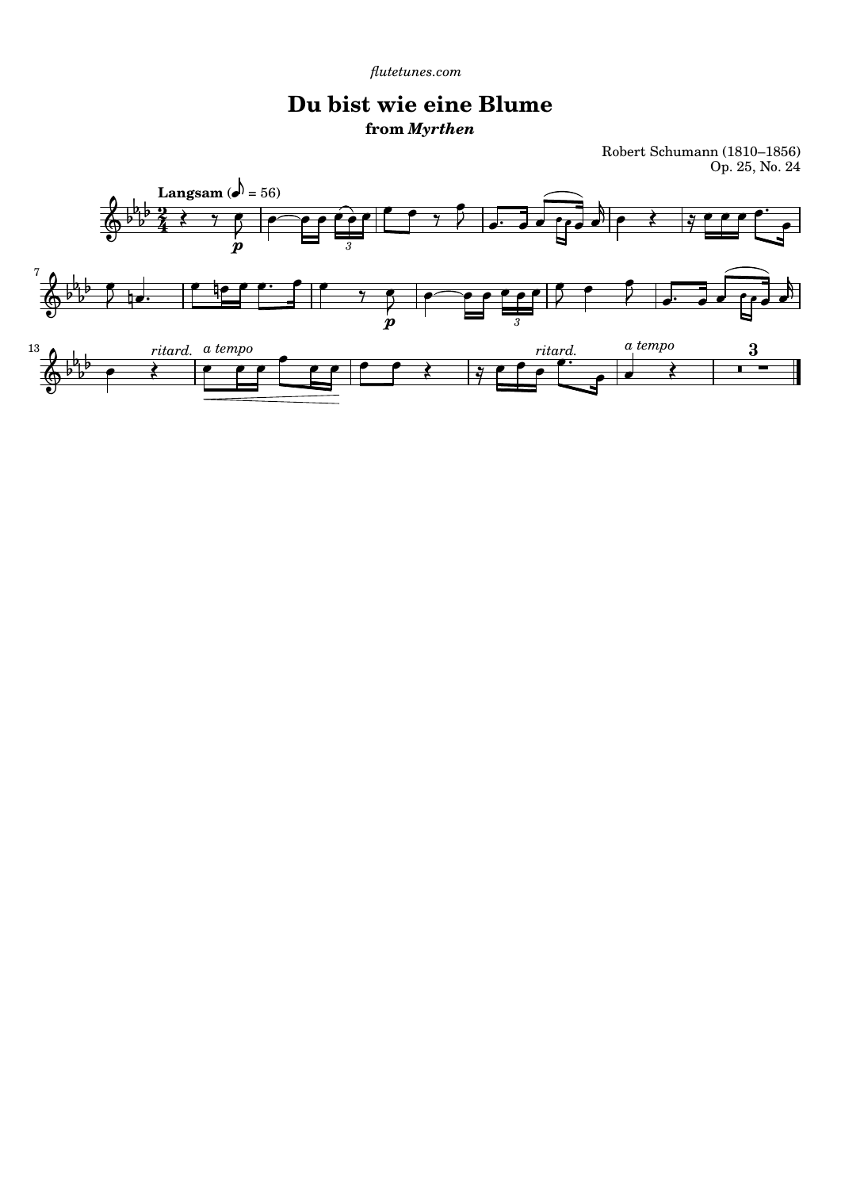*flutetunes.com*

# Du bist wie eine Blume

**from *Myrthen***

Robert Schumann (1810–1856)
Op. 25, No. 24

**Langsam** (♪ = 56)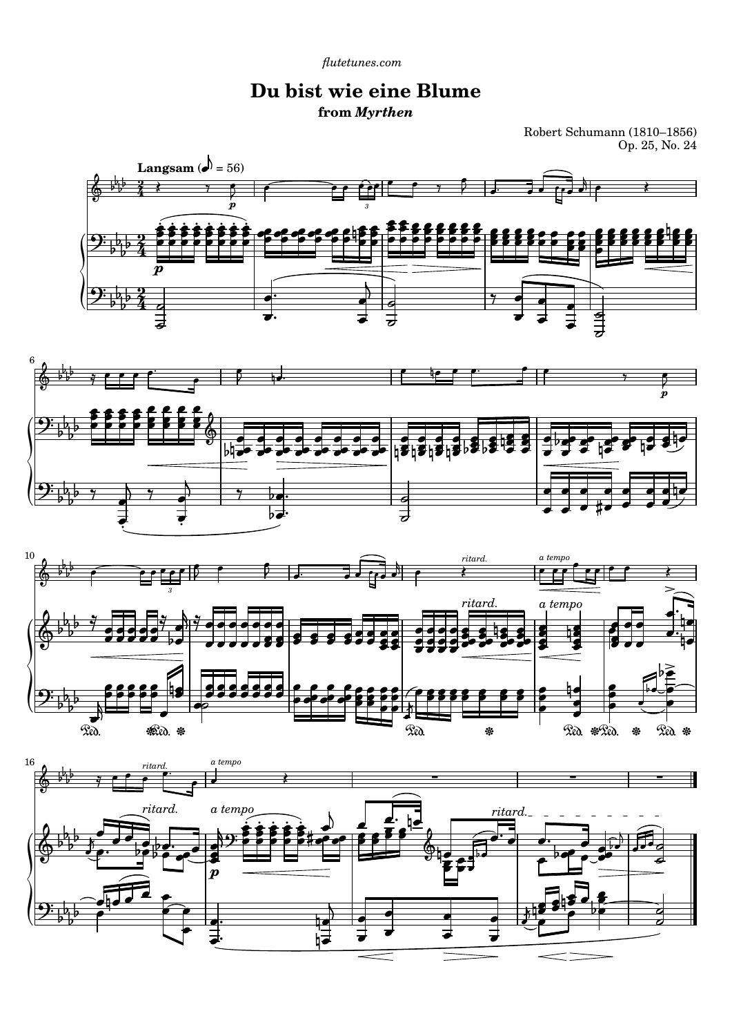flutetunes.com

# Du bist wie eine Blume

## from *Myrthen*

Robert Schumann (1810–1856)
Op. 25, No. 24

**Langsam** (♪ = 56)